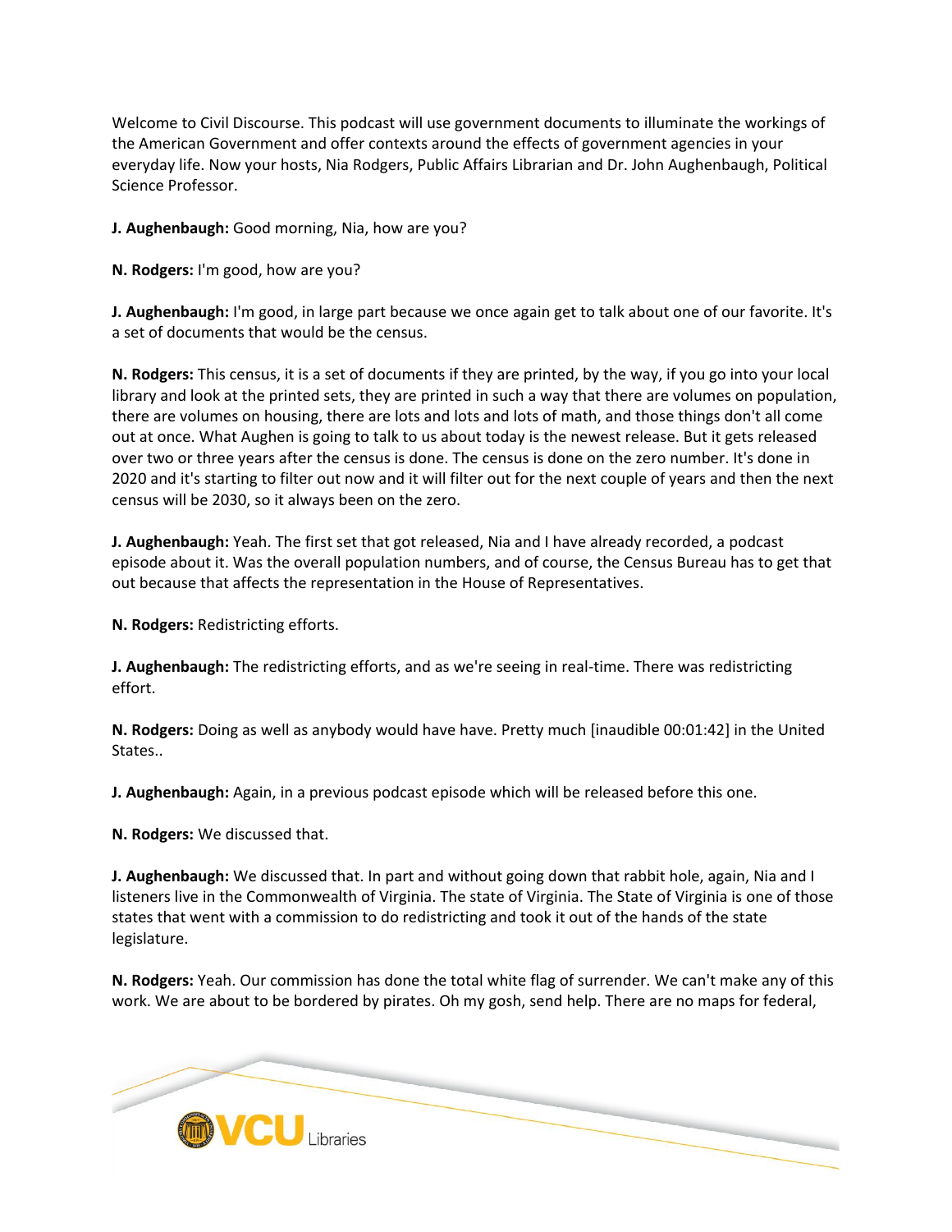Welcome to Civil Discourse. This podcast will use government documents to illuminate the workings of the American Government and offer contexts around the effects of government agencies in your everyday life. Now your hosts, Nia Rodgers, Public Affairs Librarian and Dr. John Aughenbaugh, Political Science Professor.

**J. Aughenbaugh:** Good morning, Nia, how are you?

**N. Rodgers:** I'm good, how are you?

**J. Aughenbaugh:** I'm good, in large part because we once again get to talk about one of our favorite. It's a set of documents that would be the census.

**N. Rodgers:** This census, it is a set of documents if they are printed, by the way, if you go into your local library and look at the printed sets, they are printed in such a way that there are volumes on population, there are volumes on housing, there are lots and lots and lots of math, and those things don't all come out at once. What Aughen is going to talk to us about today is the newest release. But it gets released over two or three years after the census is done. The census is done on the zero number. It's done in 2020 and it's starting to filter out now and it will filter out for the next couple of years and then the next census will be 2030, so it always been on the zero.

**J. Aughenbaugh:** Yeah. The first set that got released, Nia and I have already recorded, a podcast episode about it. Was the overall population numbers, and of course, the Census Bureau has to get that out because that affects the representation in the House of Representatives.

**N. Rodgers:** Redistricting efforts.

**J. Aughenbaugh:** The redistricting efforts, and as we're seeing in real-time. There was redistricting effort.

**N. Rodgers:** Doing as well as anybody would have have. Pretty much [inaudible 00:01:42] in the United States..

**J. Aughenbaugh:** Again, in a previous podcast episode which will be released before this one.

**N. Rodgers:** We discussed that.

**J. Aughenbaugh:** We discussed that. In part and without going down that rabbit hole, again, Nia and I listeners live in the Commonwealth of Virginia. The state of Virginia. The State of Virginia is one of those states that went with a commission to do redistricting and took it out of the hands of the state legislature.

**N. Rodgers:** Yeah. Our commission has done the total white flag of surrender. We can't make any of this work. We are about to be bordered by pirates. Oh my gosh, send help. There are no maps for federal,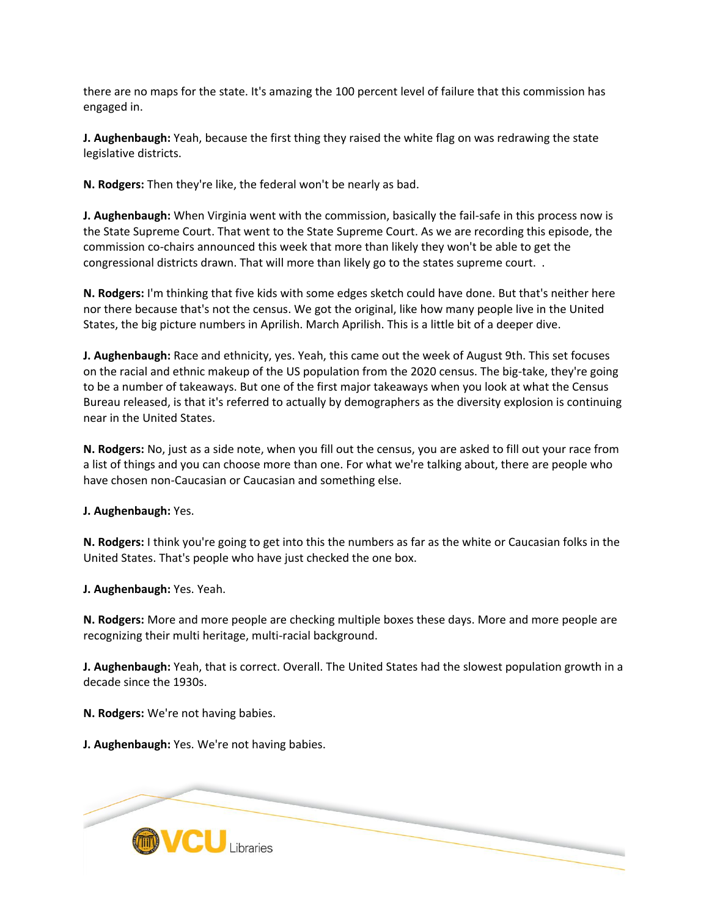there are no maps for the state. It's amazing the 100 percent level of failure that this commission has engaged in.

**J. Aughenbaugh:** Yeah, because the first thing they raised the white flag on was redrawing the state legislative districts.

**N. Rodgers:** Then they're like, the federal won't be nearly as bad.

**J. Aughenbaugh:** When Virginia went with the commission, basically the fail-safe in this process now is the State Supreme Court. That went to the State Supreme Court. As we are recording this episode, the commission co-chairs announced this week that more than likely they won't be able to get the congressional districts drawn. That will more than likely go to the states supreme court. .

**N. Rodgers:** I'm thinking that five kids with some edges sketch could have done. But that's neither here nor there because that's not the census. We got the original, like how many people live in the United States, the big picture numbers in Aprilish. March Aprilish. This is a little bit of a deeper dive.

**J. Aughenbaugh:** Race and ethnicity, yes. Yeah, this came out the week of August 9th. This set focuses on the racial and ethnic makeup of the US population from the 2020 census. The big-take, they're going to be a number of takeaways. But one of the first major takeaways when you look at what the Census Bureau released, is that it's referred to actually by demographers as the diversity explosion is continuing near in the United States.

**N. Rodgers:** No, just as a side note, when you fill out the census, you are asked to fill out your race from a list of things and you can choose more than one. For what we're talking about, there are people who have chosen non-Caucasian or Caucasian and something else.

**J. Aughenbaugh:** Yes.

**N. Rodgers:** I think you're going to get into this the numbers as far as the white or Caucasian folks in the United States. That's people who have just checked the one box.

**J. Aughenbaugh:** Yes. Yeah.

**N. Rodgers:** More and more people are checking multiple boxes these days. More and more people are recognizing their multi heritage, multi-racial background.

**J. Aughenbaugh:** Yeah, that is correct. Overall. The United States had the slowest population growth in a decade since the 1930s.

**N. Rodgers:** We're not having babies.

**J. Aughenbaugh:** Yes. We're not having babies.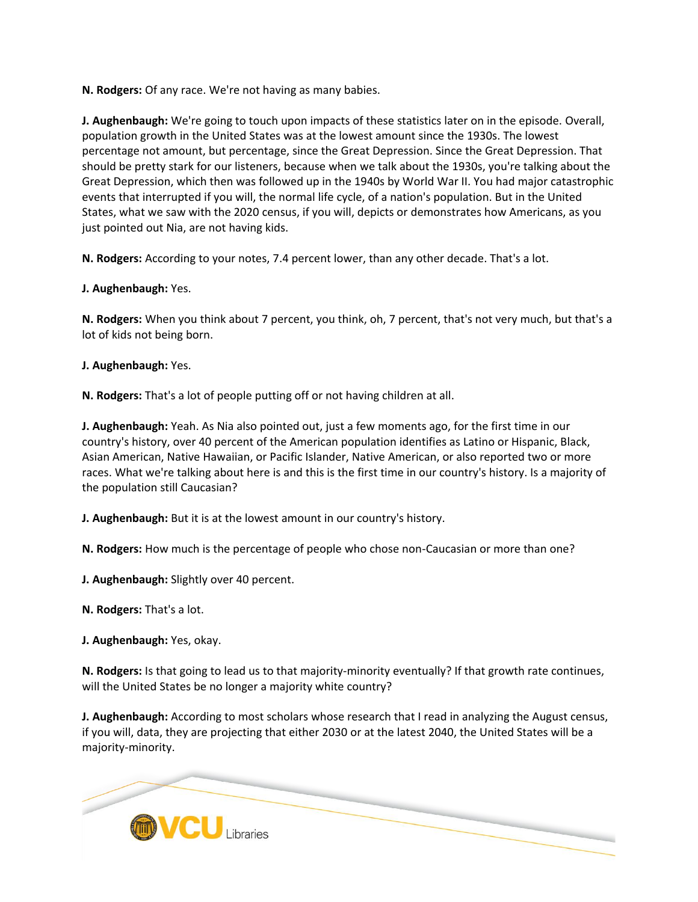**N. Rodgers:** Of any race. We're not having as many babies.

**J. Aughenbaugh:** We're going to touch upon impacts of these statistics later on in the episode. Overall, population growth in the United States was at the lowest amount since the 1930s. The lowest percentage not amount, but percentage, since the Great Depression. Since the Great Depression. That should be pretty stark for our listeners, because when we talk about the 1930s, you're talking about the Great Depression, which then was followed up in the 1940s by World War II. You had major catastrophic events that interrupted if you will, the normal life cycle, of a nation's population. But in the United States, what we saw with the 2020 census, if you will, depicts or demonstrates how Americans, as you just pointed out Nia, are not having kids.

**N. Rodgers:** According to your notes, 7.4 percent lower, than any other decade. That's a lot.

**J. Aughenbaugh:** Yes.

**N. Rodgers:** When you think about 7 percent, you think, oh, 7 percent, that's not very much, but that's a lot of kids not being born.

**J. Aughenbaugh:** Yes.

**N. Rodgers:** That's a lot of people putting off or not having children at all.

**J. Aughenbaugh:** Yeah. As Nia also pointed out, just a few moments ago, for the first time in our country's history, over 40 percent of the American population identifies as Latino or Hispanic, Black, Asian American, Native Hawaiian, or Pacific Islander, Native American, or also reported two or more races. What we're talking about here is and this is the first time in our country's history. Is a majority of the population still Caucasian?

**J. Aughenbaugh:** But it is at the lowest amount in our country's history.

**N. Rodgers:** How much is the percentage of people who chose non-Caucasian or more than one?

**J. Aughenbaugh:** Slightly over 40 percent.

**N. Rodgers:** That's a lot.

**J. Aughenbaugh:** Yes, okay.

**N. Rodgers:** Is that going to lead us to that majority-minority eventually? If that growth rate continues, will the United States be no longer a majority white country?

**J. Aughenbaugh:** According to most scholars whose research that I read in analyzing the August census, if you will, data, they are projecting that either 2030 or at the latest 2040, the United States will be a majority-minority.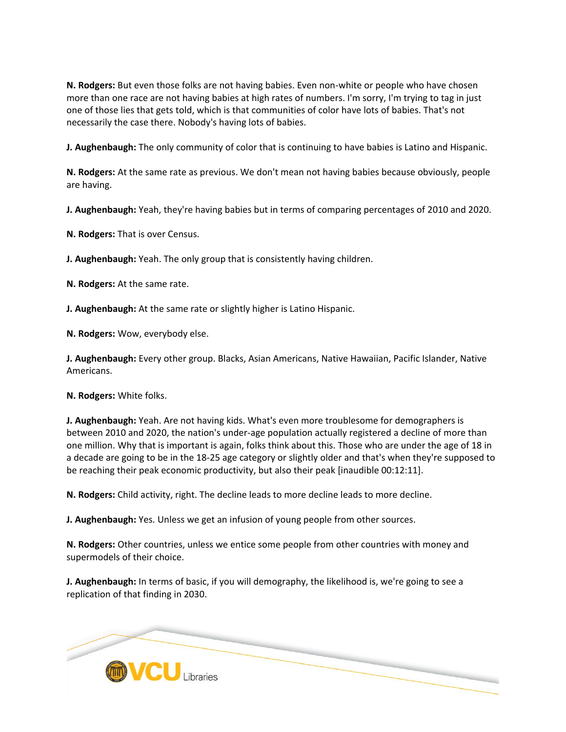**N. Rodgers:** But even those folks are not having babies. Even non-white or people who have chosen more than one race are not having babies at high rates of numbers. I'm sorry, I'm trying to tag in just one of those lies that gets told, which is that communities of color have lots of babies. That's not necessarily the case there. Nobody's having lots of babies.

**J. Aughenbaugh:** The only community of color that is continuing to have babies is Latino and Hispanic.

**N. Rodgers:** At the same rate as previous. We don't mean not having babies because obviously, people are having.

**J. Aughenbaugh:** Yeah, they're having babies but in terms of comparing percentages of 2010 and 2020.

**N. Rodgers:** That is over Census.

**J. Aughenbaugh:** Yeah. The only group that is consistently having children.

**N. Rodgers:** At the same rate.

**J. Aughenbaugh:** At the same rate or slightly higher is Latino Hispanic.

**N. Rodgers:** Wow, everybody else.

**J. Aughenbaugh:** Every other group. Blacks, Asian Americans, Native Hawaiian, Pacific Islander, Native Americans.

**N. Rodgers:** White folks.

**J. Aughenbaugh:** Yeah. Are not having kids. What's even more troublesome for demographers is between 2010 and 2020, the nation's under-age population actually registered a decline of more than one million. Why that is important is again, folks think about this. Those who are under the age of 18 in a decade are going to be in the 18-25 age category or slightly older and that's when they're supposed to be reaching their peak economic productivity, but also their peak [inaudible 00:12:11].

**N. Rodgers:** Child activity, right. The decline leads to more decline leads to more decline.

**J. Aughenbaugh:** Yes. Unless we get an infusion of young people from other sources.

**N. Rodgers:** Other countries, unless we entice some people from other countries with money and supermodels of their choice.

**J. Aughenbaugh:** In terms of basic, if you will demography, the likelihood is, we're going to see a replication of that finding in 2030.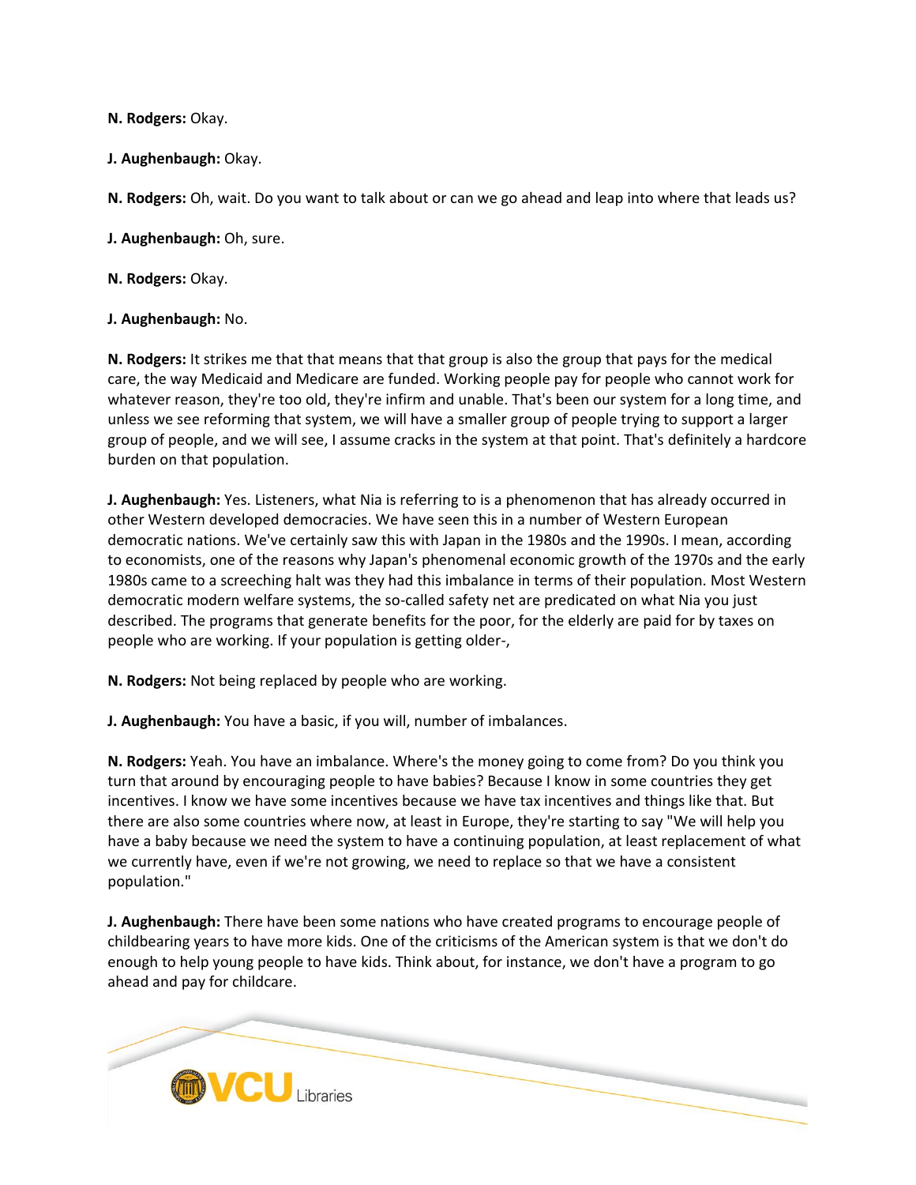**N. Rodgers:** Okay.

**J. Aughenbaugh:** Okay.

**N. Rodgers:** Oh, wait. Do you want to talk about or can we go ahead and leap into where that leads us?

**J. Aughenbaugh:** Oh, sure.

**N. Rodgers:** Okay.

**J. Aughenbaugh:** No.

**N. Rodgers:** It strikes me that that means that that group is also the group that pays for the medical care, the way Medicaid and Medicare are funded. Working people pay for people who cannot work for whatever reason, they're too old, they're infirm and unable. That's been our system for a long time, and unless we see reforming that system, we will have a smaller group of people trying to support a larger group of people, and we will see, I assume cracks in the system at that point. That's definitely a hardcore burden on that population.

**J. Aughenbaugh:** Yes. Listeners, what Nia is referring to is a phenomenon that has already occurred in other Western developed democracies. We have seen this in a number of Western European democratic nations. We've certainly saw this with Japan in the 1980s and the 1990s. I mean, according to economists, one of the reasons why Japan's phenomenal economic growth of the 1970s and the early 1980s came to a screeching halt was they had this imbalance in terms of their population. Most Western democratic modern welfare systems, the so-called safety net are predicated on what Nia you just described. The programs that generate benefits for the poor, for the elderly are paid for by taxes on people who are working. If your population is getting older-,

**N. Rodgers:** Not being replaced by people who are working.

**J. Aughenbaugh:** You have a basic, if you will, number of imbalances.

**N. Rodgers:** Yeah. You have an imbalance. Where's the money going to come from? Do you think you turn that around by encouraging people to have babies? Because I know in some countries they get incentives. I know we have some incentives because we have tax incentives and things like that. But there are also some countries where now, at least in Europe, they're starting to say "We will help you have a baby because we need the system to have a continuing population, at least replacement of what we currently have, even if we're not growing, we need to replace so that we have a consistent population."

**J. Aughenbaugh:** There have been some nations who have created programs to encourage people of childbearing years to have more kids. One of the criticisms of the American system is that we don't do enough to help young people to have kids. Think about, for instance, we don't have a program to go ahead and pay for childcare.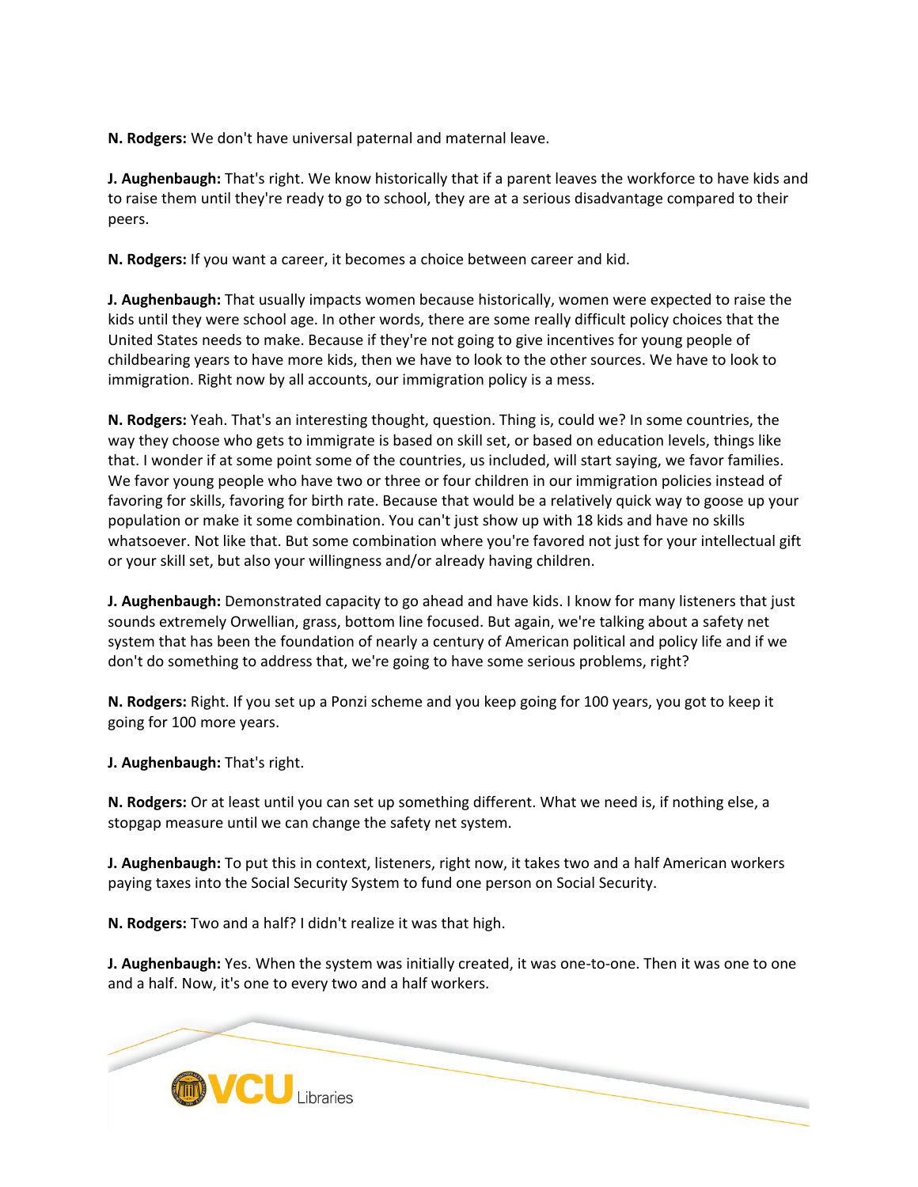**N. Rodgers:** We don't have universal paternal and maternal leave.

**J. Aughenbaugh:** That's right. We know historically that if a parent leaves the workforce to have kids and to raise them until they're ready to go to school, they are at a serious disadvantage compared to their peers.

**N. Rodgers:** If you want a career, it becomes a choice between career and kid.

**J. Aughenbaugh:** That usually impacts women because historically, women were expected to raise the kids until they were school age. In other words, there are some really difficult policy choices that the United States needs to make. Because if they're not going to give incentives for young people of childbearing years to have more kids, then we have to look to the other sources. We have to look to immigration. Right now by all accounts, our immigration policy is a mess.

**N. Rodgers:** Yeah. That's an interesting thought, question. Thing is, could we? In some countries, the way they choose who gets to immigrate is based on skill set, or based on education levels, things like that. I wonder if at some point some of the countries, us included, will start saying, we favor families. We favor young people who have two or three or four children in our immigration policies instead of favoring for skills, favoring for birth rate. Because that would be a relatively quick way to goose up your population or make it some combination. You can't just show up with 18 kids and have no skills whatsoever. Not like that. But some combination where you're favored not just for your intellectual gift or your skill set, but also your willingness and/or already having children.

**J. Aughenbaugh:** Demonstrated capacity to go ahead and have kids. I know for many listeners that just sounds extremely Orwellian, grass, bottom line focused. But again, we're talking about a safety net system that has been the foundation of nearly a century of American political and policy life and if we don't do something to address that, we're going to have some serious problems, right?

**N. Rodgers:** Right. If you set up a Ponzi scheme and you keep going for 100 years, you got to keep it going for 100 more years.

**J. Aughenbaugh:** That's right.

**N. Rodgers:** Or at least until you can set up something different. What we need is, if nothing else, a stopgap measure until we can change the safety net system.

**J. Aughenbaugh:** To put this in context, listeners, right now, it takes two and a half American workers paying taxes into the Social Security System to fund one person on Social Security.

**N. Rodgers:** Two and a half? I didn't realize it was that high.

**J. Aughenbaugh:** Yes. When the system was initially created, it was one-to-one. Then it was one to one and a half. Now, it's one to every two and a half workers.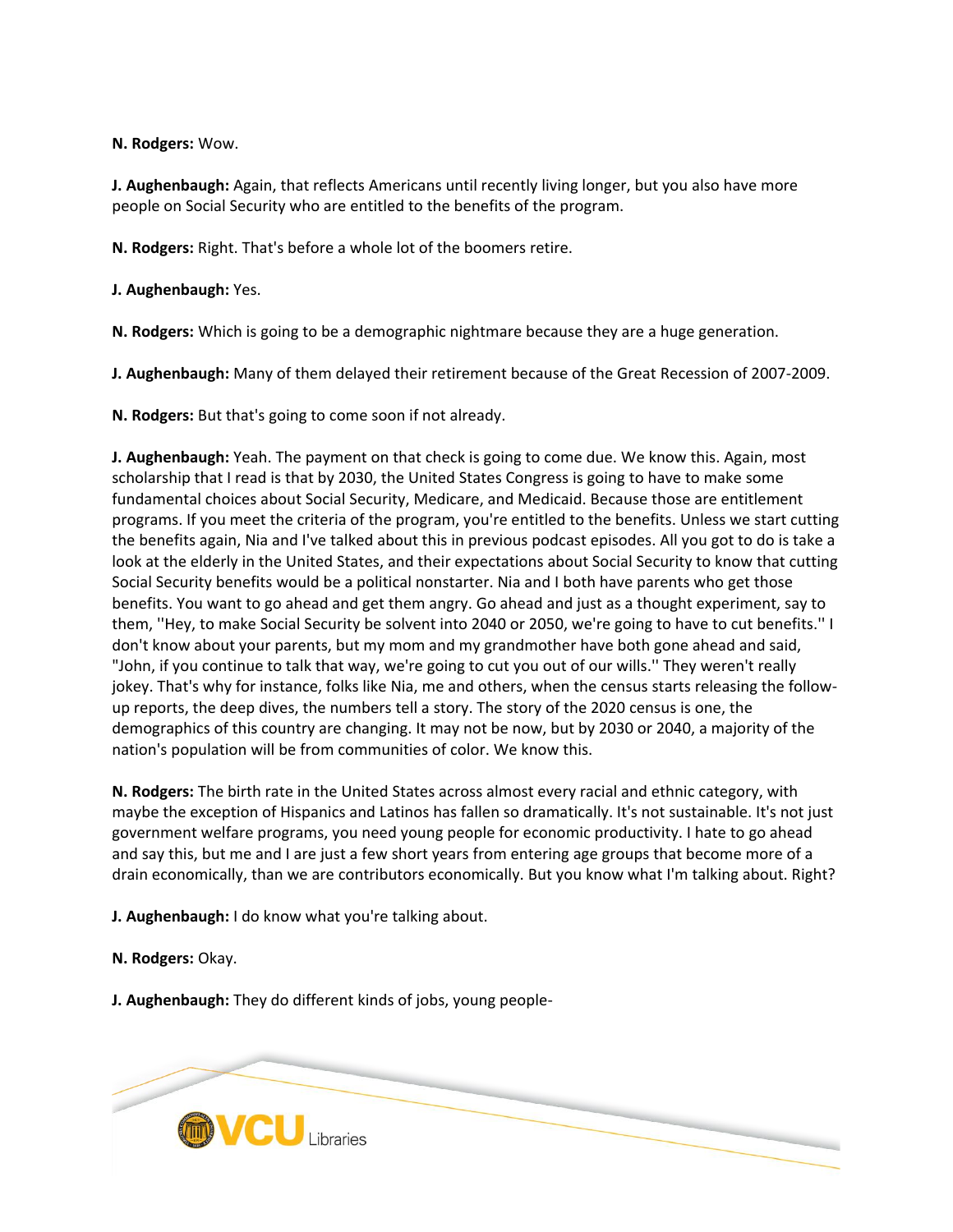**N. Rodgers:** Wow.

**J. Aughenbaugh:** Again, that reflects Americans until recently living longer, but you also have more people on Social Security who are entitled to the benefits of the program.

**N. Rodgers:** Right. That's before a whole lot of the boomers retire.

**J. Aughenbaugh:** Yes.

**N. Rodgers:** Which is going to be a demographic nightmare because they are a huge generation.

**J. Aughenbaugh:** Many of them delayed their retirement because of the Great Recession of 2007-2009.

**N. Rodgers:** But that's going to come soon if not already.

**J. Aughenbaugh:** Yeah. The payment on that check is going to come due. We know this. Again, most scholarship that I read is that by 2030, the United States Congress is going to have to make some fundamental choices about Social Security, Medicare, and Medicaid. Because those are entitlement programs. If you meet the criteria of the program, you're entitled to the benefits. Unless we start cutting the benefits again, Nia and I've talked about this in previous podcast episodes. All you got to do is take a look at the elderly in the United States, and their expectations about Social Security to know that cutting Social Security benefits would be a political nonstarter. Nia and I both have parents who get those benefits. You want to go ahead and get them angry. Go ahead and just as a thought experiment, say to them, ''Hey, to make Social Security be solvent into 2040 or 2050, we're going to have to cut benefits.'' I don't know about your parents, but my mom and my grandmother have both gone ahead and said, "John, if you continue to talk that way, we're going to cut you out of our wills.'' They weren't really jokey. That's why for instance, folks like Nia, me and others, when the census starts releasing the follow-up reports, the deep dives, the numbers tell a story. The story of the 2020 census is one, the demographics of this country are changing. It may not be now, but by 2030 or 2040, a majority of the nation's population will be from communities of color. We know this.

**N. Rodgers:** The birth rate in the United States across almost every racial and ethnic category, with maybe the exception of Hispanics and Latinos has fallen so dramatically. It's not sustainable. It's not just government welfare programs, you need young people for economic productivity. I hate to go ahead and say this, but me and I are just a few short years from entering age groups that become more of a drain economically, than we are contributors economically. But you know what I'm talking about. Right?

**J. Aughenbaugh:** I do know what you're talking about.

**N. Rodgers:** Okay.

**J. Aughenbaugh:** They do different kinds of jobs, young people-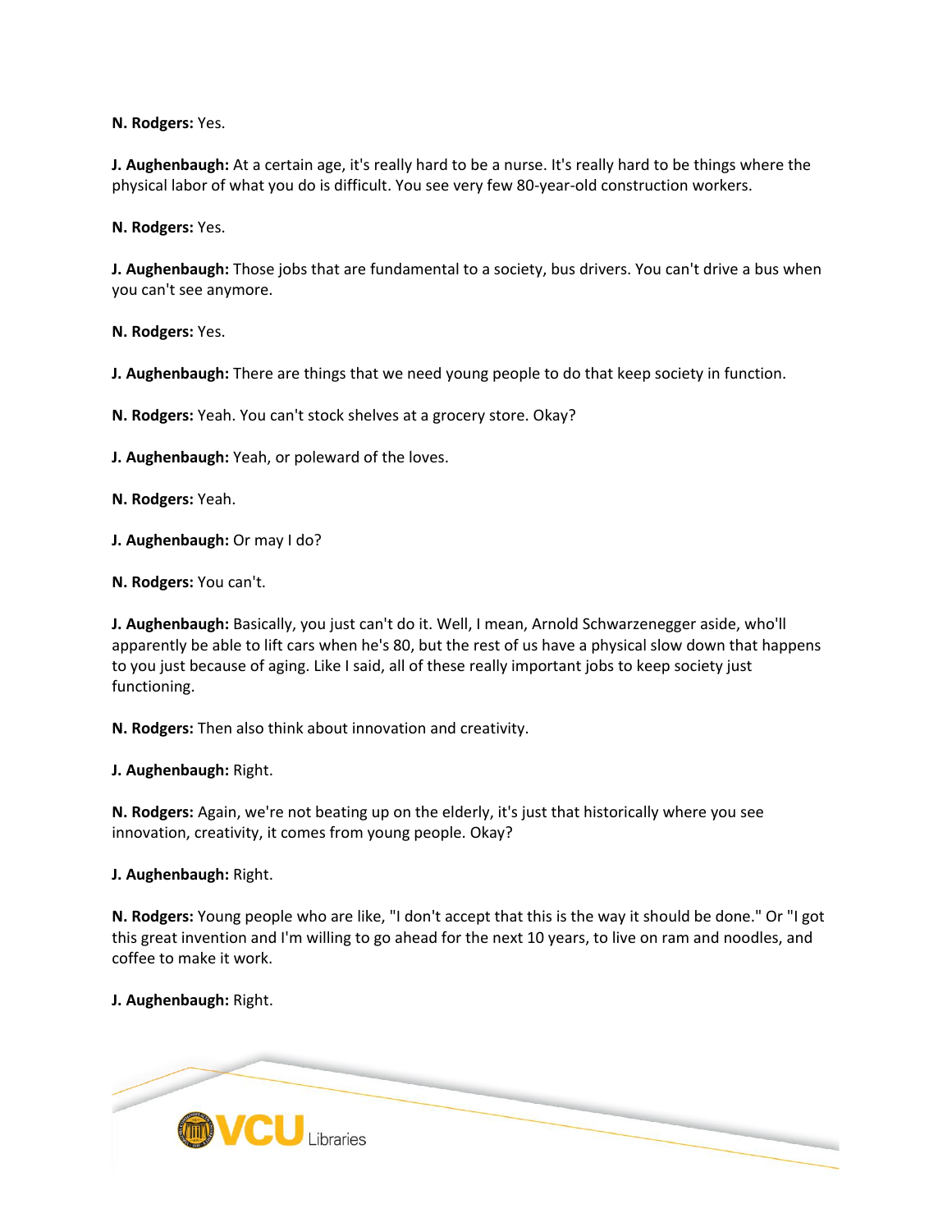**N. Rodgers:** Yes.

**J. Aughenbaugh:** At a certain age, it's really hard to be a nurse. It's really hard to be things where the physical labor of what you do is difficult. You see very few 80-year-old construction workers.

**N. Rodgers:** Yes.

**J. Aughenbaugh:** Those jobs that are fundamental to a society, bus drivers. You can't drive a bus when you can't see anymore.

**N. Rodgers:** Yes.

**J. Aughenbaugh:** There are things that we need young people to do that keep society in function.

**N. Rodgers:** Yeah. You can't stock shelves at a grocery store. Okay?

**J. Aughenbaugh:** Yeah, or poleward of the loves.

**N. Rodgers:** Yeah.

**J. Aughenbaugh:** Or may I do?

**N. Rodgers:** You can't.

**J. Aughenbaugh:** Basically, you just can't do it. Well, I mean, Arnold Schwarzenegger aside, who'll apparently be able to lift cars when he's 80, but the rest of us have a physical slow down that happens to you just because of aging. Like I said, all of these really important jobs to keep society just functioning.

**N. Rodgers:** Then also think about innovation and creativity.

**J. Aughenbaugh:** Right.

**N. Rodgers:** Again, we're not beating up on the elderly, it's just that historically where you see innovation, creativity, it comes from young people. Okay?

**J. Aughenbaugh:** Right.

**N. Rodgers:** Young people who are like, "I don't accept that this is the way it should be done." Or "I got this great invention and I'm willing to go ahead for the next 10 years, to live on ram and noodles, and coffee to make it work.

**J. Aughenbaugh:** Right.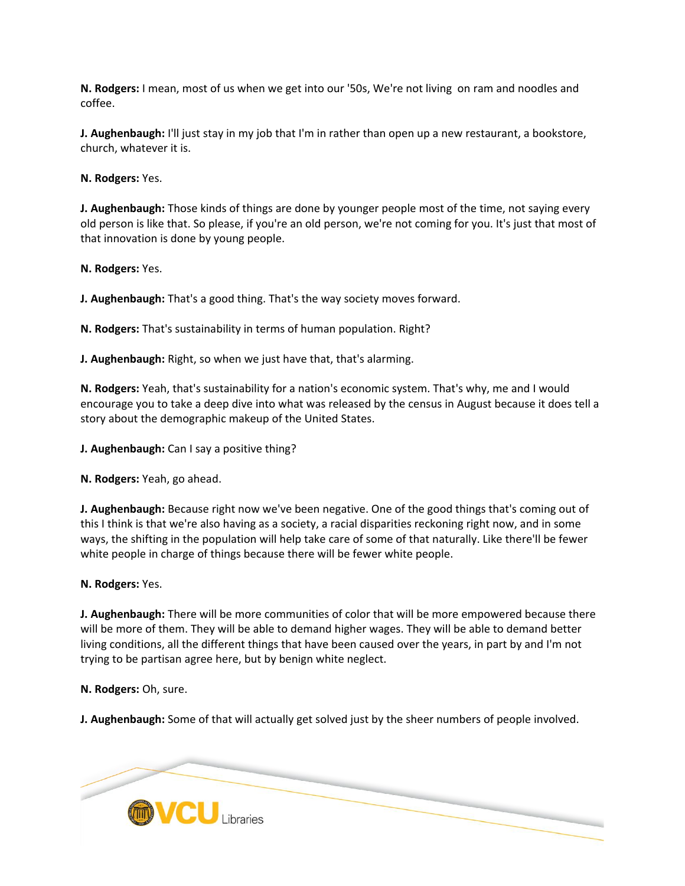**N. Rodgers:** I mean, most of us when we get into our '50s, We're not living  on ram and noodles and coffee.

**J. Aughenbaugh:** I'll just stay in my job that I'm in rather than open up a new restaurant, a bookstore, church, whatever it is.

**N. Rodgers:** Yes.

**J. Aughenbaugh:** Those kinds of things are done by younger people most of the time, not saying every old person is like that. So please, if you're an old person, we're not coming for you. It's just that most of that innovation is done by young people.

**N. Rodgers:** Yes.

**J. Aughenbaugh:** That's a good thing. That's the way society moves forward.

**N. Rodgers:** That's sustainability in terms of human population. Right?

**J. Aughenbaugh:** Right, so when we just have that, that's alarming.

**N. Rodgers:** Yeah, that's sustainability for a nation's economic system. That's why, me and I would encourage you to take a deep dive into what was released by the census in August because it does tell a story about the demographic makeup of the United States.

**J. Aughenbaugh:** Can I say a positive thing?

**N. Rodgers:** Yeah, go ahead.

**J. Aughenbaugh:** Because right now we've been negative. One of the good things that's coming out of this I think is that we're also having as a society, a racial disparities reckoning right now, and in some ways, the shifting in the population will help take care of some of that naturally. Like there'll be fewer white people in charge of things because there will be fewer white people.

**N. Rodgers:** Yes.

**J. Aughenbaugh:** There will be more communities of color that will be more empowered because there will be more of them. They will be able to demand higher wages. They will be able to demand better living conditions, all the different things that have been caused over the years, in part by and I'm not trying to be partisan agree here, but by benign white neglect.

**N. Rodgers:** Oh, sure.

**J. Aughenbaugh:** Some of that will actually get solved just by the sheer numbers of people involved.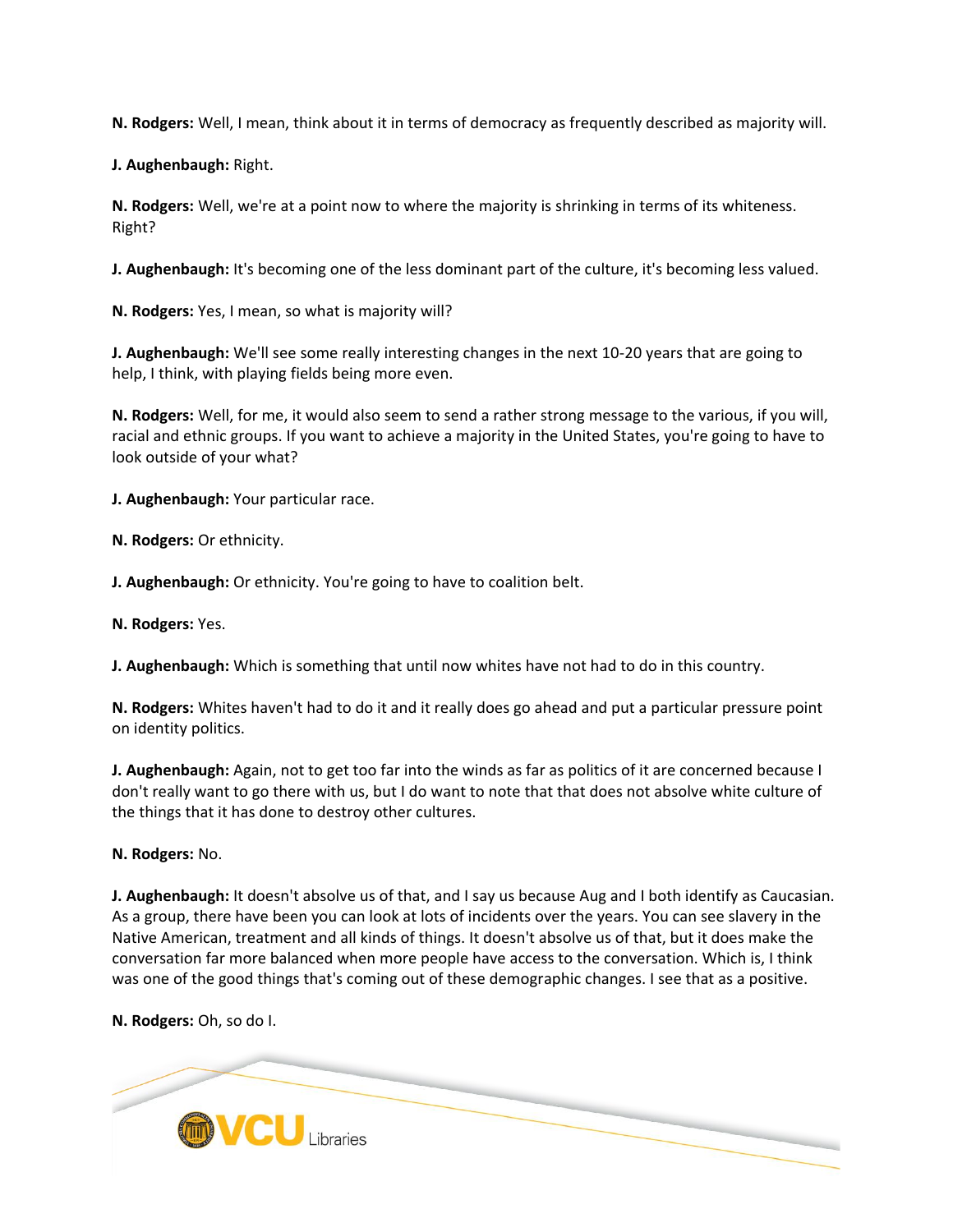**N. Rodgers:** Well, I mean, think about it in terms of democracy as frequently described as majority will.

**J. Aughenbaugh:** Right.

**N. Rodgers:** Well, we're at a point now to where the majority is shrinking in terms of its whiteness. Right?

**J. Aughenbaugh:** It's becoming one of the less dominant part of the culture, it's becoming less valued.

**N. Rodgers:** Yes, I mean, so what is majority will?

**J. Aughenbaugh:** We'll see some really interesting changes in the next 10-20 years that are going to help, I think, with playing fields being more even.

**N. Rodgers:** Well, for me, it would also seem to send a rather strong message to the various, if you will, racial and ethnic groups. If you want to achieve a majority in the United States, you're going to have to look outside of your what?

**J. Aughenbaugh:** Your particular race.

**N. Rodgers:** Or ethnicity.

**J. Aughenbaugh:** Or ethnicity. You're going to have to coalition belt.

**N. Rodgers:** Yes.

**J. Aughenbaugh:** Which is something that until now whites have not had to do in this country.

**N. Rodgers:** Whites haven't had to do it and it really does go ahead and put a particular pressure point on identity politics.

**J. Aughenbaugh:** Again, not to get too far into the winds as far as politics of it are concerned because I don't really want to go there with us, but I do want to note that that does not absolve white culture of the things that it has done to destroy other cultures.

**N. Rodgers:** No.

**J. Aughenbaugh:** It doesn't absolve us of that, and I say us because Aug and I both identify as Caucasian. As a group, there have been you can look at lots of incidents over the years. You can see slavery in the Native American, treatment and all kinds of things. It doesn't absolve us of that, but it does make the conversation far more balanced when more people have access to the conversation. Which is, I think was one of the good things that's coming out of these demographic changes. I see that as a positive.

**N. Rodgers:** Oh, so do I.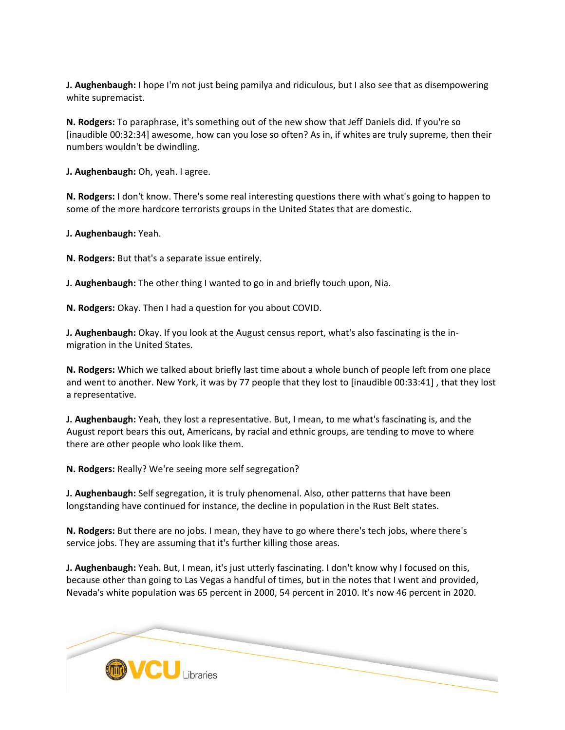**J. Aughenbaugh:** I hope I'm not just being pamilya and ridiculous, but I also see that as disempowering white supremacist.

**N. Rodgers:** To paraphrase, it's something out of the new show that Jeff Daniels did. If you're so [inaudible 00:32:34] awesome, how can you lose so often? As in, if whites are truly supreme, then their numbers wouldn't be dwindling.

**J. Aughenbaugh:** Oh, yeah. I agree.

**N. Rodgers:** I don't know. There's some real interesting questions there with what's going to happen to some of the more hardcore terrorists groups in the United States that are domestic.

**J. Aughenbaugh:** Yeah.

**N. Rodgers:** But that's a separate issue entirely.

**J. Aughenbaugh:** The other thing I wanted to go in and briefly touch upon, Nia.

**N. Rodgers:** Okay. Then I had a question for you about COVID.

**J. Aughenbaugh:** Okay. If you look at the August census report, what's also fascinating is the in-migration in the United States.

**N. Rodgers:** Which we talked about briefly last time about a whole bunch of people left from one place and went to another. New York, it was by 77 people that they lost to [inaudible 00:33:41] , that they lost a representative.

**J. Aughenbaugh:** Yeah, they lost a representative. But, I mean, to me what's fascinating is, and the August report bears this out, Americans, by racial and ethnic groups, are tending to move to where there are other people who look like them.

**N. Rodgers:** Really? We're seeing more self segregation?

**J. Aughenbaugh:** Self segregation, it is truly phenomenal. Also, other patterns that have been longstanding have continued for instance, the decline in population in the Rust Belt states.

**N. Rodgers:** But there are no jobs. I mean, they have to go where there's tech jobs, where there's service jobs. They are assuming that it's further killing those areas.

**J. Aughenbaugh:** Yeah. But, I mean, it's just utterly fascinating. I don't know why I focused on this, because other than going to Las Vegas a handful of times, but in the notes that I went and provided, Nevada's white population was 65 percent in 2000, 54 percent in 2010. It's now 46 percent in 2020.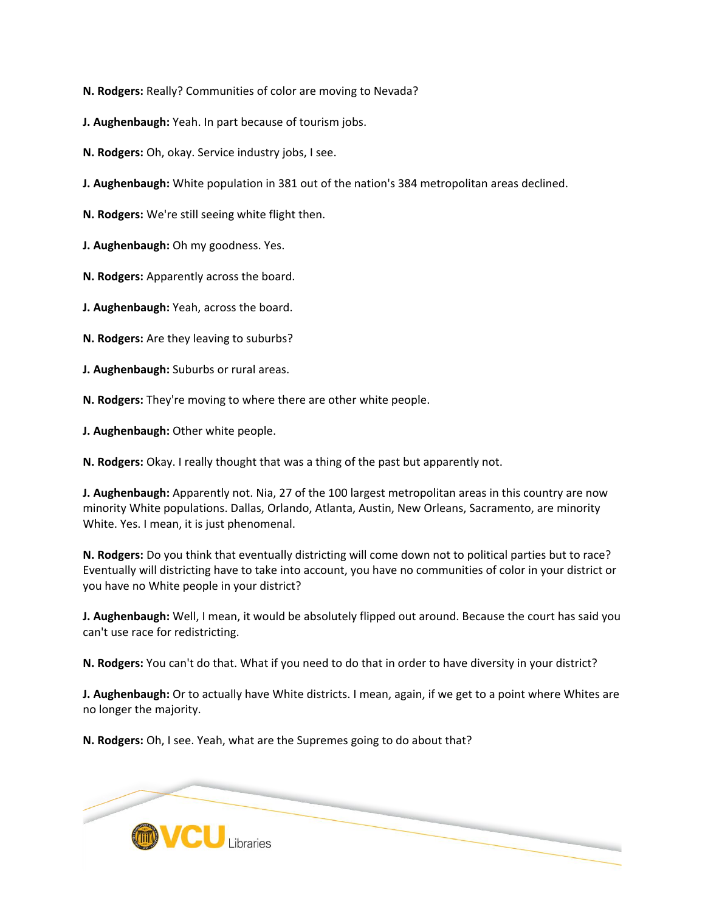**N. Rodgers:** Really? Communities of color are moving to Nevada?

**J. Aughenbaugh:** Yeah. In part because of tourism jobs.

**N. Rodgers:** Oh, okay. Service industry jobs, I see.

**J. Aughenbaugh:** White population in 381 out of the nation's 384 metropolitan areas declined.

**N. Rodgers:** We're still seeing white flight then.

**J. Aughenbaugh:** Oh my goodness. Yes.

**N. Rodgers:** Apparently across the board.

**J. Aughenbaugh:** Yeah, across the board.

**N. Rodgers:** Are they leaving to suburbs?

**J. Aughenbaugh:** Suburbs or rural areas.

**N. Rodgers:** They're moving to where there are other white people.

**J. Aughenbaugh:** Other white people.

**N. Rodgers:** Okay. I really thought that was a thing of the past but apparently not.

**J. Aughenbaugh:** Apparently not. Nia, 27 of the 100 largest metropolitan areas in this country are now minority White populations. Dallas, Orlando, Atlanta, Austin, New Orleans, Sacramento, are minority White. Yes. I mean, it is just phenomenal.

**N. Rodgers:** Do you think that eventually districting will come down not to political parties but to race? Eventually will districting have to take into account, you have no communities of color in your district or you have no White people in your district?

**J. Aughenbaugh:** Well, I mean, it would be absolutely flipped out around. Because the court has said you can't use race for redistricting.

**N. Rodgers:** You can't do that. What if you need to do that in order to have diversity in your district?

**J. Aughenbaugh:** Or to actually have White districts. I mean, again, if we get to a point where Whites are no longer the majority.

**N. Rodgers:** Oh, I see. Yeah, what are the Supremes going to do about that?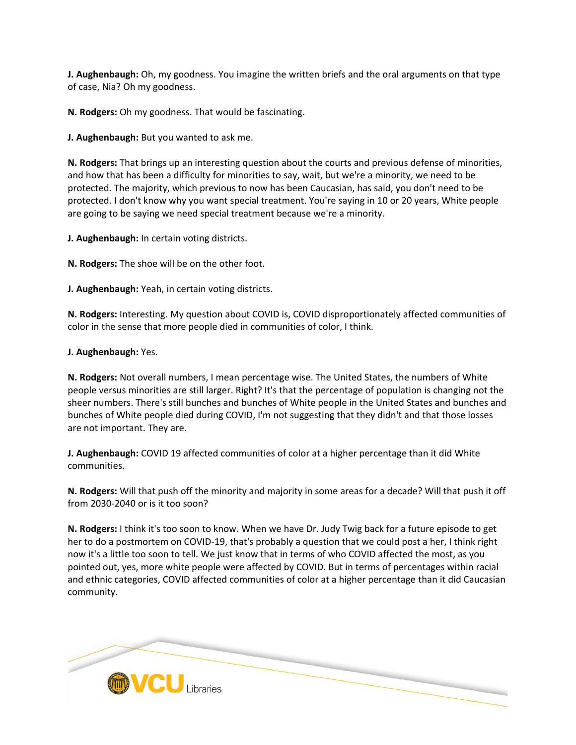**J. Aughenbaugh:** Oh, my goodness. You imagine the written briefs and the oral arguments on that type of case, Nia? Oh my goodness.

**N. Rodgers:** Oh my goodness. That would be fascinating.

**J. Aughenbaugh:** But you wanted to ask me.

**N. Rodgers:** That brings up an interesting question about the courts and previous defense of minorities, and how that has been a difficulty for minorities to say, wait, but we're a minority, we need to be protected. The majority, which previous to now has been Caucasian, has said, you don't need to be protected. I don't know why you want special treatment. You're saying in 10 or 20 years, White people are going to be saying we need special treatment because we're a minority.

**J. Aughenbaugh:** In certain voting districts.

**N. Rodgers:** The shoe will be on the other foot.

**J. Aughenbaugh:** Yeah, in certain voting districts.

**N. Rodgers:** Interesting. My question about COVID is, COVID disproportionately affected communities of color in the sense that more people died in communities of color, I think.

**J. Aughenbaugh:** Yes.

**N. Rodgers:** Not overall numbers, I mean percentage wise. The United States, the numbers of White people versus minorities are still larger. Right? It's that the percentage of population is changing not the sheer numbers. There's still bunches and bunches of White people in the United States and bunches and bunches of White people died during COVID, I'm not suggesting that they didn't and that those losses are not important. They are.

**J. Aughenbaugh:** COVID 19 affected communities of color at a higher percentage than it did White communities.

**N. Rodgers:** Will that push off the minority and majority in some areas for a decade? Will that push it off from 2030-2040 or is it too soon?

**N. Rodgers:** I think it's too soon to know. When we have Dr. Judy Twig back for a future episode to get her to do a postmortem on COVID-19, that's probably a question that we could post a her, I think right now it's a little too soon to tell. We just know that in terms of who COVID affected the most, as you pointed out, yes, more white people were affected by COVID. But in terms of percentages within racial and ethnic categories, COVID affected communities of color at a higher percentage than it did Caucasian community.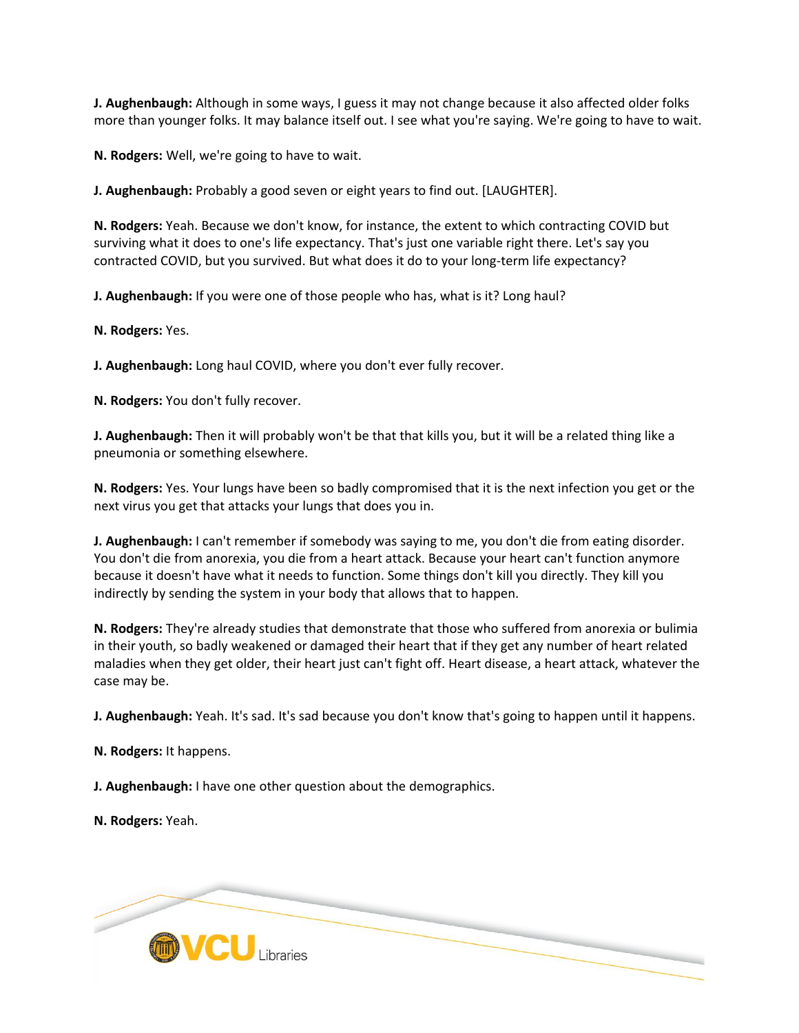**J. Aughenbaugh:** Although in some ways, I guess it may not change because it also affected older folks more than younger folks. It may balance itself out. I see what you're saying. We're going to have to wait.

**N. Rodgers:** Well, we're going to have to wait.

**J. Aughenbaugh:** Probably a good seven or eight years to find out. [LAUGHTER].

**N. Rodgers:** Yeah. Because we don't know, for instance, the extent to which contracting COVID but surviving what it does to one's life expectancy. That's just one variable right there. Let's say you contracted COVID, but you survived. But what does it do to your long-term life expectancy?

**J. Aughenbaugh:** If you were one of those people who has, what is it? Long haul?

**N. Rodgers:** Yes.

**J. Aughenbaugh:** Long haul COVID, where you don't ever fully recover.

**N. Rodgers:** You don't fully recover.

**J. Aughenbaugh:** Then it will probably won't be that that kills you, but it will be a related thing like a pneumonia or something elsewhere.

**N. Rodgers:** Yes. Your lungs have been so badly compromised that it is the next infection you get or the next virus you get that attacks your lungs that does you in.

**J. Aughenbaugh:** I can't remember if somebody was saying to me, you don't die from eating disorder. You don't die from anorexia, you die from a heart attack. Because your heart can't function anymore because it doesn't have what it needs to function. Some things don't kill you directly. They kill you indirectly by sending the system in your body that allows that to happen.

**N. Rodgers:** They're already studies that demonstrate that those who suffered from anorexia or bulimia in their youth, so badly weakened or damaged their heart that if they get any number of heart related maladies when they get older, their heart just can't fight off. Heart disease, a heart attack, whatever the case may be.

**J. Aughenbaugh:** Yeah. It's sad. It's sad because you don't know that's going to happen until it happens.

**N. Rodgers:** It happens.

**J. Aughenbaugh:** I have one other question about the demographics.

**N. Rodgers:** Yeah.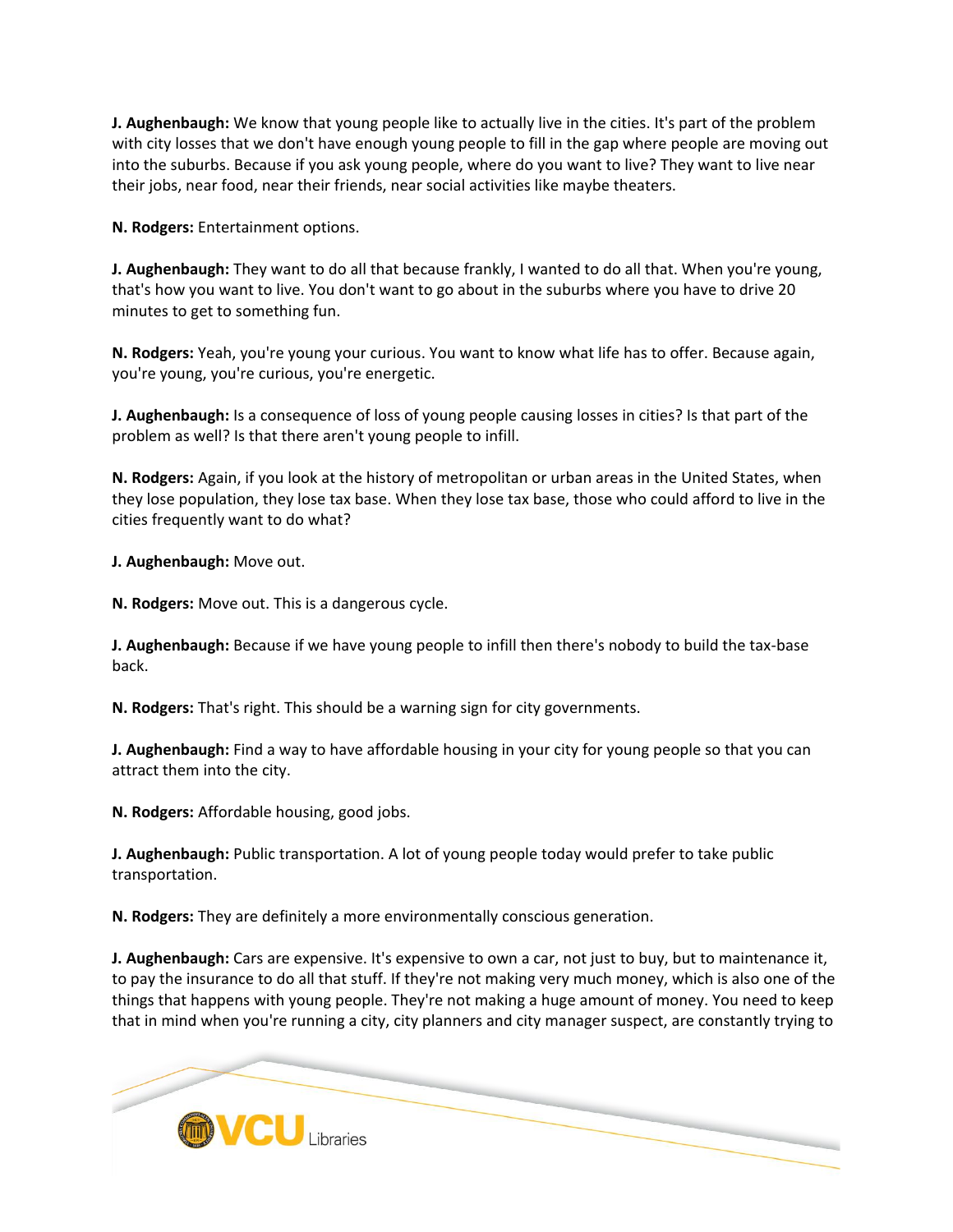**J. Aughenbaugh:** We know that young people like to actually live in the cities. It's part of the problem with city losses that we don't have enough young people to fill in the gap where people are moving out into the suburbs. Because if you ask young people, where do you want to live? They want to live near their jobs, near food, near their friends, near social activities like maybe theaters.

**N. Rodgers:** Entertainment options.

**J. Aughenbaugh:** They want to do all that because frankly, I wanted to do all that. When you're young, that's how you want to live. You don't want to go about in the suburbs where you have to drive 20 minutes to get to something fun.

**N. Rodgers:** Yeah, you're young your curious. You want to know what life has to offer. Because again, you're young, you're curious, you're energetic.

**J. Aughenbaugh:** Is a consequence of loss of young people causing losses in cities? Is that part of the problem as well? Is that there aren't young people to infill.

**N. Rodgers:** Again, if you look at the history of metropolitan or urban areas in the United States, when they lose population, they lose tax base. When they lose tax base, those who could afford to live in the cities frequently want to do what?

**J. Aughenbaugh:** Move out.

**N. Rodgers:** Move out. This is a dangerous cycle.

**J. Aughenbaugh:** Because if we have young people to infill then there's nobody to build the tax-base back.

**N. Rodgers:** That's right. This should be a warning sign for city governments.

**J. Aughenbaugh:** Find a way to have affordable housing in your city for young people so that you can attract them into the city.

**N. Rodgers:** Affordable housing, good jobs.

**J. Aughenbaugh:** Public transportation. A lot of young people today would prefer to take public transportation.

**N. Rodgers:** They are definitely a more environmentally conscious generation.

**J. Aughenbaugh:** Cars are expensive. It's expensive to own a car, not just to buy, but to maintenance it, to pay the insurance to do all that stuff. If they're not making very much money, which is also one of the things that happens with young people. They're not making a huge amount of money. You need to keep that in mind when you're running a city, city planners and city manager suspect, are constantly trying to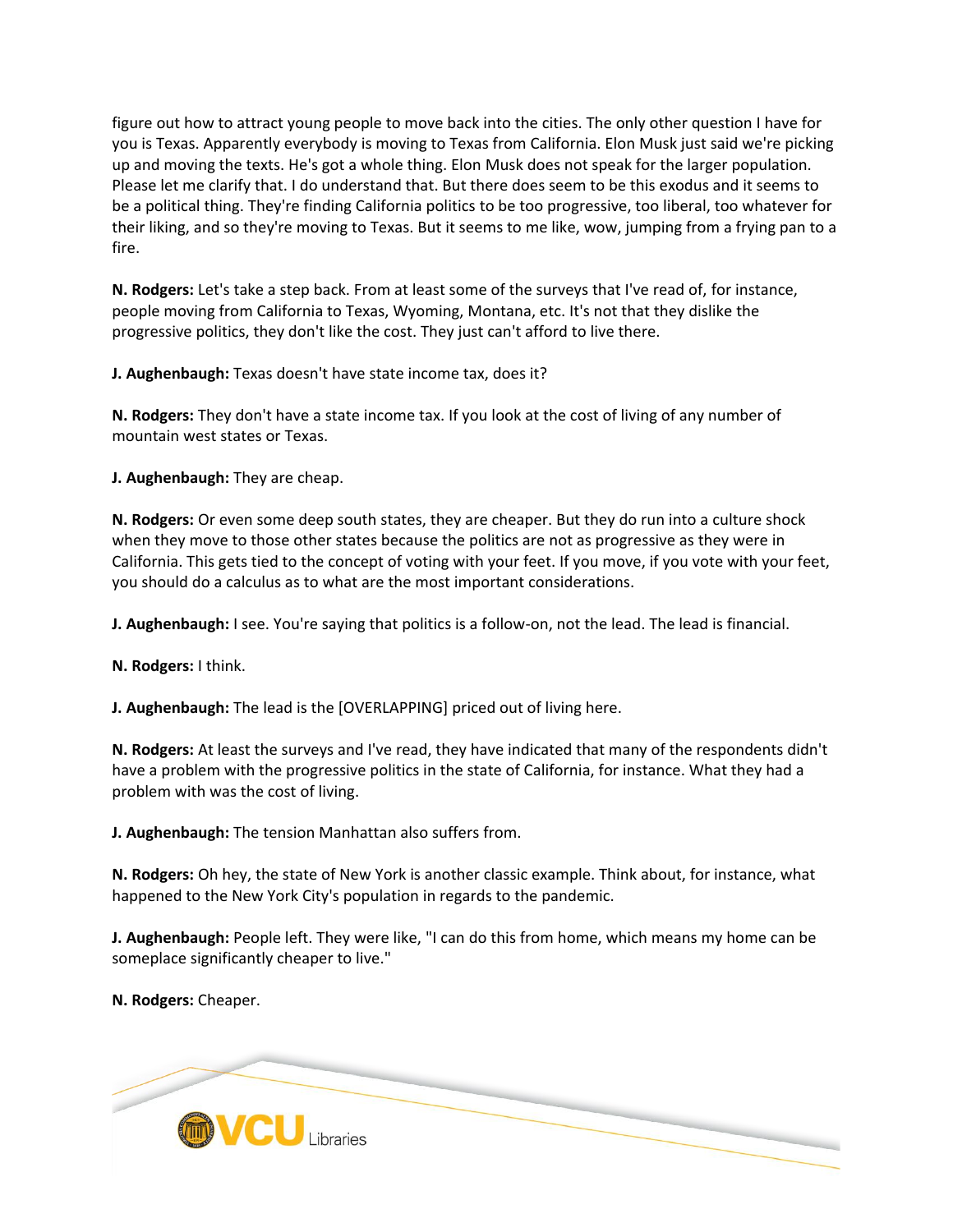figure out how to attract young people to move back into the cities. The only other question I have for you is Texas. Apparently everybody is moving to Texas from California. Elon Musk just said we're picking up and moving the texts. He's got a whole thing. Elon Musk does not speak for the larger population. Please let me clarify that. I do understand that. But there does seem to be this exodus and it seems to be a political thing. They're finding California politics to be too progressive, too liberal, too whatever for their liking, and so they're moving to Texas. But it seems to me like, wow, jumping from a frying pan to a fire.

**N. Rodgers:** Let's take a step back. From at least some of the surveys that I've read of, for instance, people moving from California to Texas, Wyoming, Montana, etc. It's not that they dislike the progressive politics, they don't like the cost. They just can't afford to live there.

**J. Aughenbaugh:** Texas doesn't have state income tax, does it?

**N. Rodgers:** They don't have a state income tax. If you look at the cost of living of any number of mountain west states or Texas.

**J. Aughenbaugh:** They are cheap.

**N. Rodgers:** Or even some deep south states, they are cheaper. But they do run into a culture shock when they move to those other states because the politics are not as progressive as they were in California. This gets tied to the concept of voting with your feet. If you move, if you vote with your feet, you should do a calculus as to what are the most important considerations.

**J. Aughenbaugh:** I see. You're saying that politics is a follow-on, not the lead. The lead is financial.

**N. Rodgers:** I think.

**J. Aughenbaugh:** The lead is the [OVERLAPPING] priced out of living here.

**N. Rodgers:** At least the surveys and I've read, they have indicated that many of the respondents didn't have a problem with the progressive politics in the state of California, for instance. What they had a problem with was the cost of living.

**J. Aughenbaugh:** The tension Manhattan also suffers from.

**N. Rodgers:** Oh hey, the state of New York is another classic example. Think about, for instance, what happened to the New York City's population in regards to the pandemic.

**J. Aughenbaugh:** People left. They were like, "I can do this from home, which means my home can be someplace significantly cheaper to live."

**N. Rodgers:** Cheaper.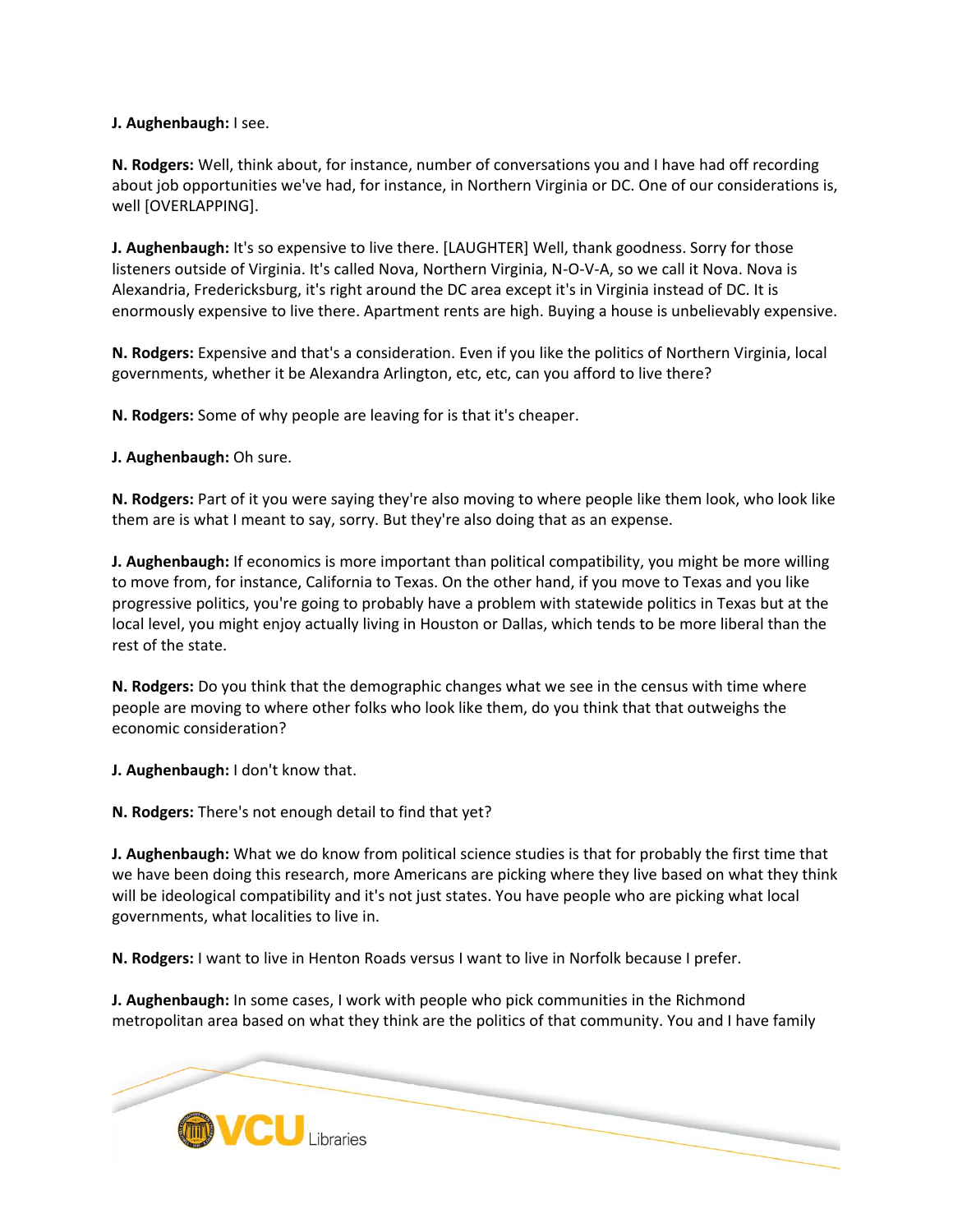**J. Aughenbaugh:** I see.

**N. Rodgers:** Well, think about, for instance, number of conversations you and I have had off recording about job opportunities we've had, for instance, in Northern Virginia or DC. One of our considerations is, well [OVERLAPPING].

**J. Aughenbaugh:** It's so expensive to live there. [LAUGHTER] Well, thank goodness. Sorry for those listeners outside of Virginia. It's called Nova, Northern Virginia, N-O-V-A, so we call it Nova. Nova is Alexandria, Fredericksburg, it's right around the DC area except it's in Virginia instead of DC. It is enormously expensive to live there. Apartment rents are high. Buying a house is unbelievably expensive.

**N. Rodgers:** Expensive and that's a consideration. Even if you like the politics of Northern Virginia, local governments, whether it be Alexandra Arlington, etc, etc, can you afford to live there?

**N. Rodgers:** Some of why people are leaving for is that it's cheaper.

**J. Aughenbaugh:** Oh sure.

**N. Rodgers:** Part of it you were saying they're also moving to where people like them look, who look like them are is what I meant to say, sorry. But they're also doing that as an expense.

**J. Aughenbaugh:** If economics is more important than political compatibility, you might be more willing to move from, for instance, California to Texas. On the other hand, if you move to Texas and you like progressive politics, you're going to probably have a problem with statewide politics in Texas but at the local level, you might enjoy actually living in Houston or Dallas, which tends to be more liberal than the rest of the state.

**N. Rodgers:** Do you think that the demographic changes what we see in the census with time where people are moving to where other folks who look like them, do you think that that outweighs the economic consideration?

**J. Aughenbaugh:** I don't know that.

**N. Rodgers:** There's not enough detail to find that yet?

**J. Aughenbaugh:** What we do know from political science studies is that for probably the first time that we have been doing this research, more Americans are picking where they live based on what they think will be ideological compatibility and it's not just states. You have people who are picking what local governments, what localities to live in.

**N. Rodgers:** I want to live in Henton Roads versus I want to live in Norfolk because I prefer.

**J. Aughenbaugh:** In some cases, I work with people who pick communities in the Richmond metropolitan area based on what they think are the politics of that community. You and I have family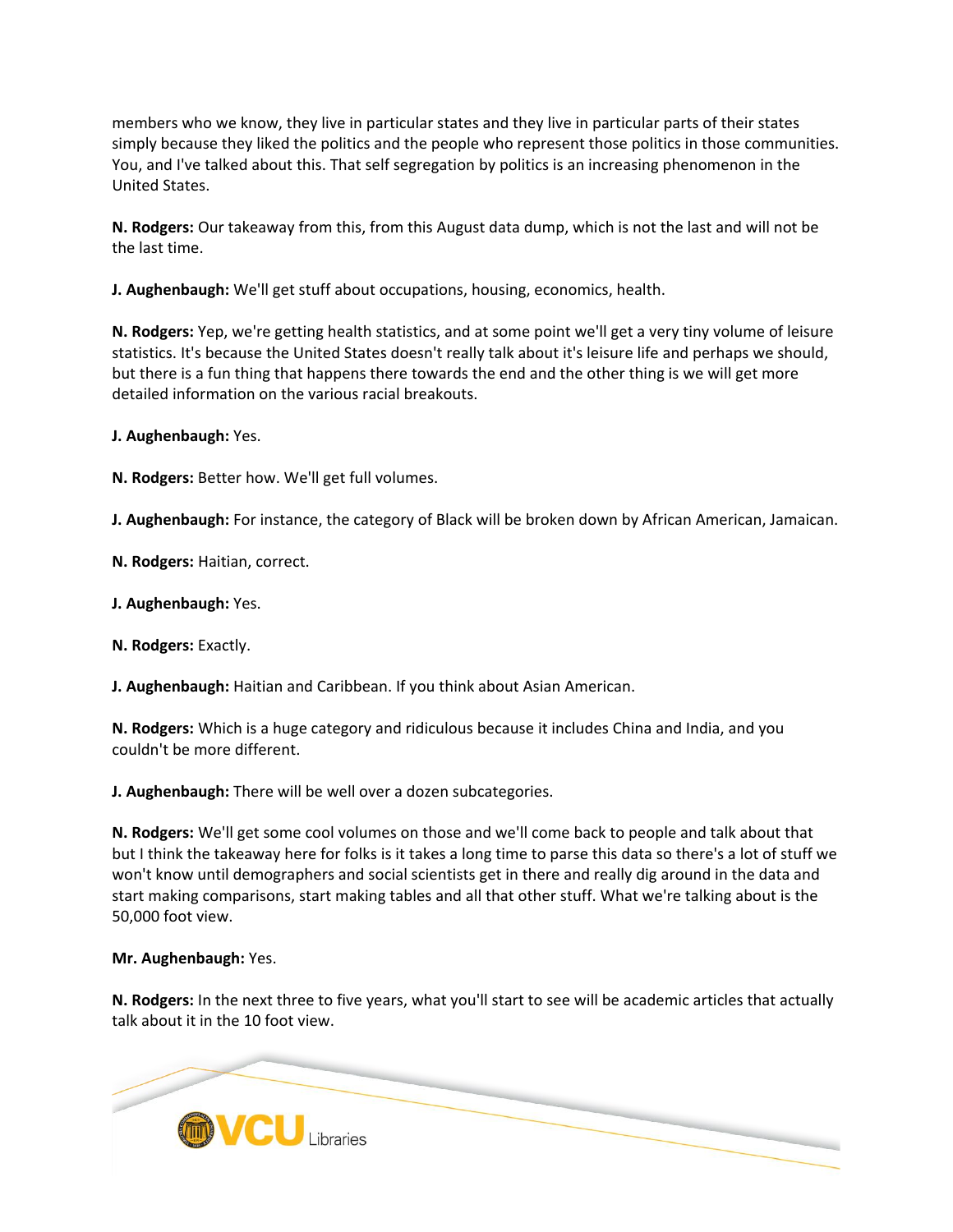members who we know, they live in particular states and they live in particular parts of their states simply because they liked the politics and the people who represent those politics in those communities. You, and I've talked about this. That self segregation by politics is an increasing phenomenon in the United States.

**N. Rodgers:** Our takeaway from this, from this August data dump, which is not the last and will not be the last time.

**J. Aughenbaugh:** We'll get stuff about occupations, housing, economics, health.

**N. Rodgers:** Yep, we're getting health statistics, and at some point we'll get a very tiny volume of leisure statistics. It's because the United States doesn't really talk about it's leisure life and perhaps we should, but there is a fun thing that happens there towards the end and the other thing is we will get more detailed information on the various racial breakouts.

**J. Aughenbaugh:** Yes.

**N. Rodgers:** Better how. We'll get full volumes.

**J. Aughenbaugh:** For instance, the category of Black will be broken down by African American, Jamaican.

**N. Rodgers:** Haitian, correct.

**J. Aughenbaugh:** Yes.

**N. Rodgers:** Exactly.

**J. Aughenbaugh:** Haitian and Caribbean. If you think about Asian American.

**N. Rodgers:** Which is a huge category and ridiculous because it includes China and India, and you couldn't be more different.

**J. Aughenbaugh:** There will be well over a dozen subcategories.

**N. Rodgers:** We'll get some cool volumes on those and we'll come back to people and talk about that but I think the takeaway here for folks is it takes a long time to parse this data so there's a lot of stuff we won't know until demographers and social scientists get in there and really dig around in the data and start making comparisons, start making tables and all that other stuff. What we're talking about is the 50,000 foot view.

**Mr. Aughenbaugh:** Yes.

**N. Rodgers:** In the next three to five years, what you'll start to see will be academic articles that actually talk about it in the 10 foot view.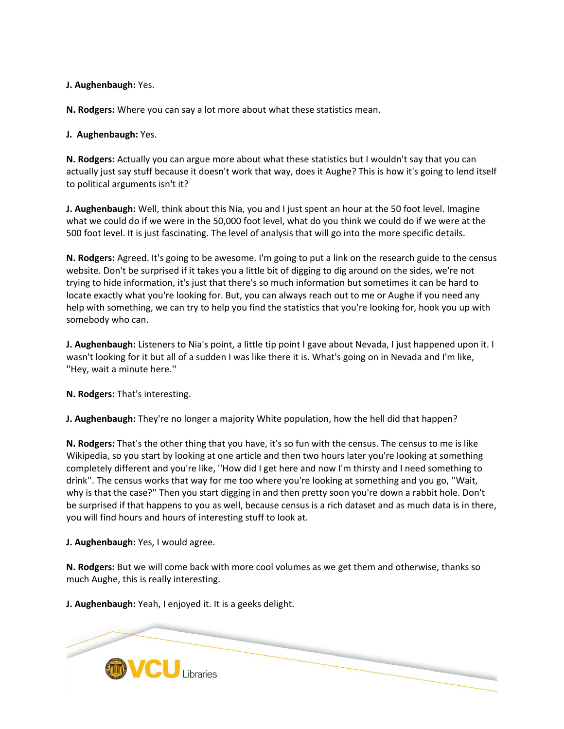**J. Aughenbaugh:** Yes.

**N. Rodgers:** Where you can say a lot more about what these statistics mean.

**J. Aughenbaugh:** Yes.

**N. Rodgers:** Actually you can argue more about what these statistics but I wouldn't say that you can actually just say stuff because it doesn't work that way, does it Aughe? This is how it's going to lend itself to political arguments isn't it?

**J. Aughenbaugh:** Well, think about this Nia, you and I just spent an hour at the 50 foot level. Imagine what we could do if we were in the 50,000 foot level, what do you think we could do if we were at the 500 foot level. It is just fascinating. The level of analysis that will go into the more specific details.

**N. Rodgers:** Agreed. It's going to be awesome. I'm going to put a link on the research guide to the census website. Don't be surprised if it takes you a little bit of digging to dig around on the sides, we're not trying to hide information, it's just that there's so much information but sometimes it can be hard to locate exactly what you're looking for. But, you can always reach out to me or Aughe if you need any help with something, we can try to help you find the statistics that you're looking for, hook you up with somebody who can.

**J. Aughenbaugh:** Listeners to Nia's point, a little tip point I gave about Nevada, I just happened upon it. I wasn't looking for it but all of a sudden I was like there it is. What's going on in Nevada and I'm like, ''Hey, wait a minute here.''

**N. Rodgers:** That's interesting.

**J. Aughenbaugh:** They're no longer a majority White population, how the hell did that happen?

**N. Rodgers:** That's the other thing that you have, it's so fun with the census. The census to me is like Wikipedia, so you start by looking at one article and then two hours later you're looking at something completely different and you're like, ''How did I get here and now I'm thirsty and I need something to drink''. The census works that way for me too where you're looking at something and you go, ''Wait, why is that the case?'' Then you start digging in and then pretty soon you're down a rabbit hole. Don't be surprised if that happens to you as well, because census is a rich dataset and as much data is in there, you will find hours and hours of interesting stuff to look at.

**J. Aughenbaugh:** Yes, I would agree.

**N. Rodgers:** But we will come back with more cool volumes as we get them and otherwise, thanks so much Aughe, this is really interesting.

**J. Aughenbaugh:** Yeah, I enjoyed it. It is a geeks delight.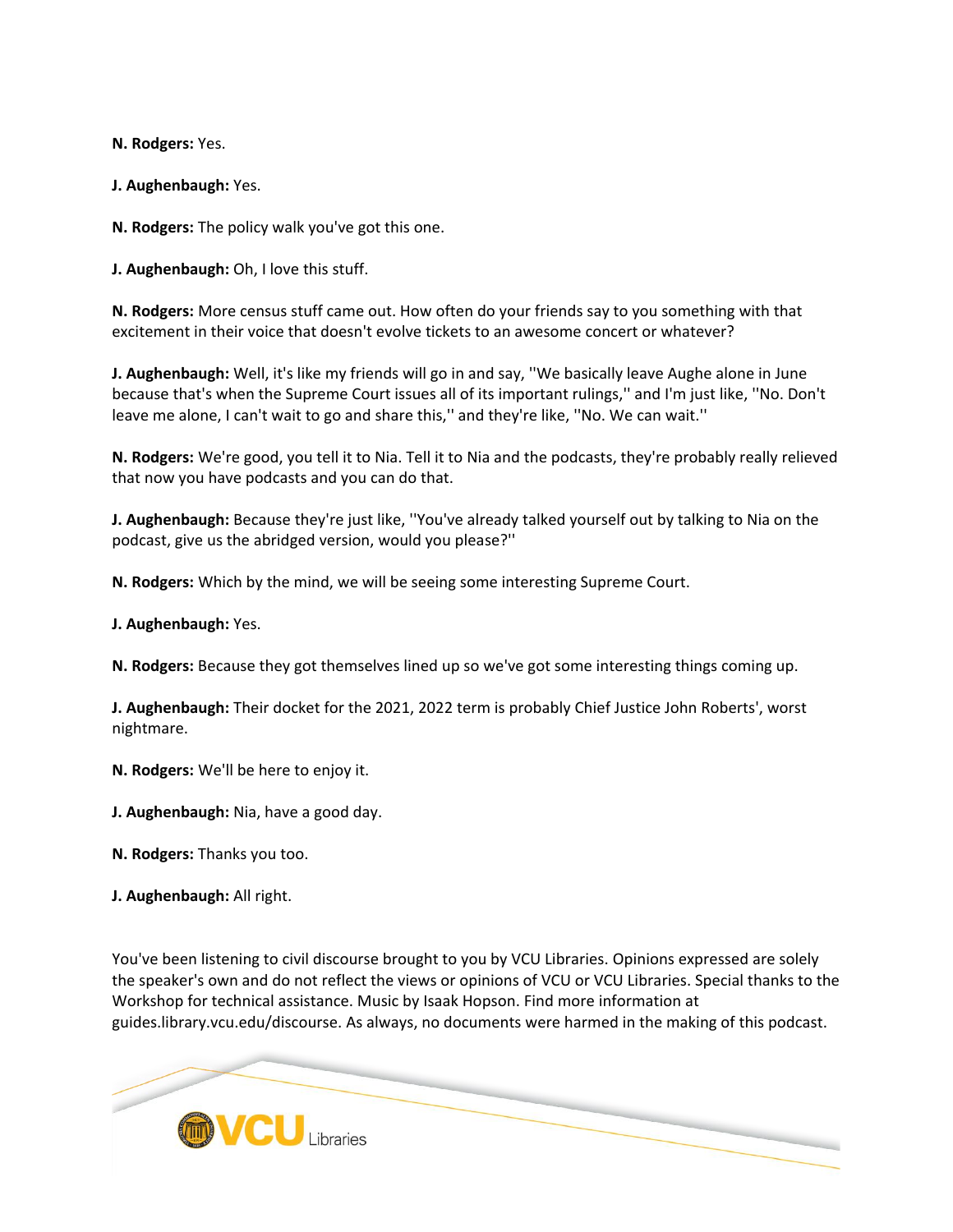**N. Rodgers:** Yes.

**J. Aughenbaugh:** Yes.

**N. Rodgers:** The policy walk you've got this one.

**J. Aughenbaugh:** Oh, I love this stuff.

**N. Rodgers:** More census stuff came out. How often do your friends say to you something with that excitement in their voice that doesn't evolve tickets to an awesome concert or whatever?

**J. Aughenbaugh:** Well, it's like my friends will go in and say, ''We basically leave Aughe alone in June because that's when the Supreme Court issues all of its important rulings,'' and I'm just like, ''No. Don't leave me alone, I can't wait to go and share this,'' and they're like, ''No. We can wait.''

**N. Rodgers:** We're good, you tell it to Nia. Tell it to Nia and the podcasts, they're probably really relieved that now you have podcasts and you can do that.

**J. Aughenbaugh:** Because they're just like, ''You've already talked yourself out by talking to Nia on the podcast, give us the abridged version, would you please?''

**N. Rodgers:** Which by the mind, we will be seeing some interesting Supreme Court.

**J. Aughenbaugh:** Yes.

**N. Rodgers:** Because they got themselves lined up so we've got some interesting things coming up.

**J. Aughenbaugh:** Their docket for the 2021, 2022 term is probably Chief Justice John Roberts', worst nightmare.

**N. Rodgers:** We'll be here to enjoy it.

**J. Aughenbaugh:** Nia, have a good day.

**N. Rodgers:** Thanks you too.

**J. Aughenbaugh:** All right.

You've been listening to civil discourse brought to you by VCU Libraries. Opinions expressed are solely the speaker's own and do not reflect the views or opinions of VCU or VCU Libraries. Special thanks to the Workshop for technical assistance. Music by Isaak Hopson. Find more information at guides.library.vcu.edu/discourse. As always, no documents were harmed in the making of this podcast.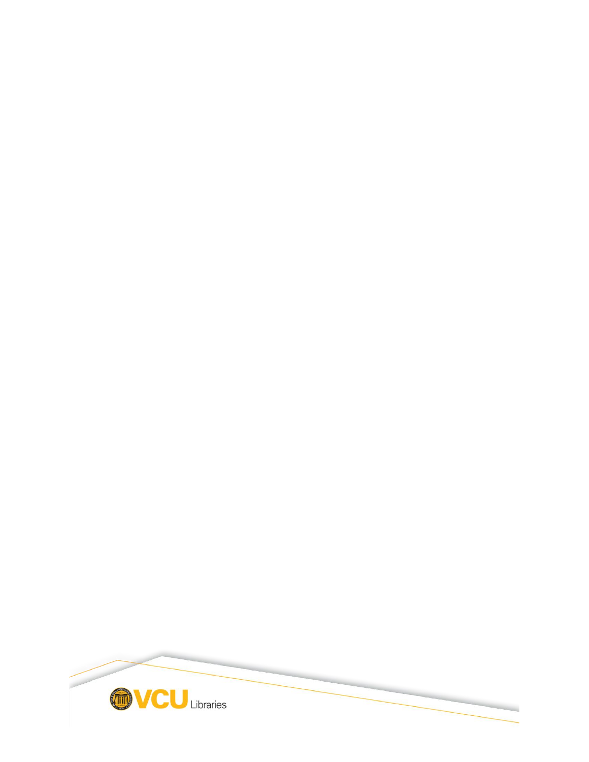VCU Libraries